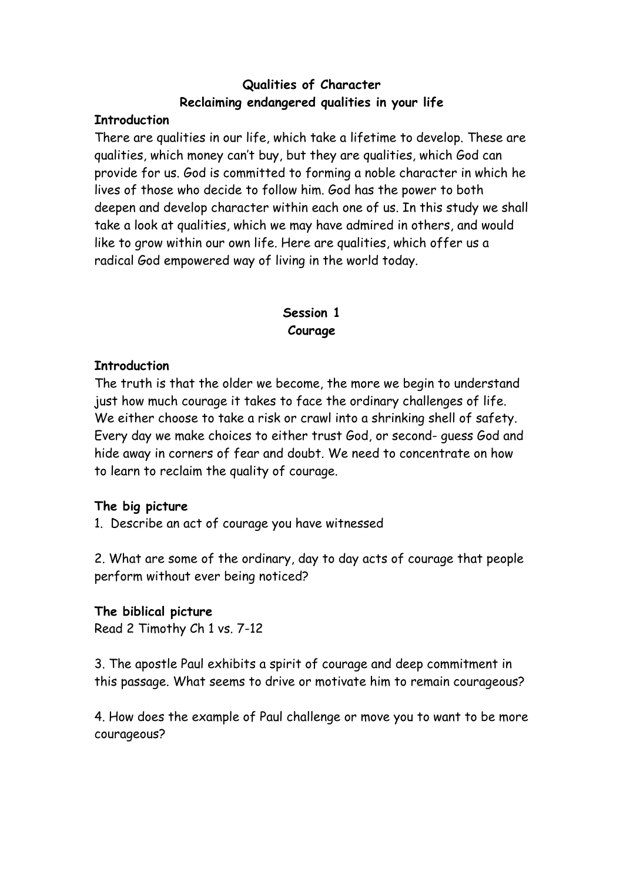# Qualities of Character

## Reclaiming endangered qualities in your life

**Introduction**

There are qualities in our life, which take a lifetime to develop. These are qualities, which money can't buy, but they are qualities, which God can provide for us. God is committed to forming a noble character in which he lives of those who decide to follow him. God has the power to both deepen and develop character within each one of us. In this study we shall take a look at qualities, which we may have admired in others, and would like to grow within our own life. Here are qualities, which offer us a radical God empowered way of living in the world today.

## Session 1

## Courage

**Introduction**

The truth is that the older we become, the more we begin to understand just how much courage it takes to face the ordinary challenges of life. We either choose to take a risk or crawl into a shrinking shell of safety. Every day we make choices to either trust God, or second- guess God and hide away in corners of fear and doubt. We need to concentrate on how to learn to reclaim the quality of courage.

**The big picture**

1. Describe an act of courage you have witnessed

2. What are some of the ordinary, day to day acts of courage that people perform without ever being noticed?

**The biblical picture**

Read 2 Timothy Ch 1 vs. 7-12

3. The apostle Paul exhibits a spirit of courage and deep commitment in this passage. What seems to drive or motivate him to remain courageous?

4. How does the example of Paul challenge or move you to want to be more courageous?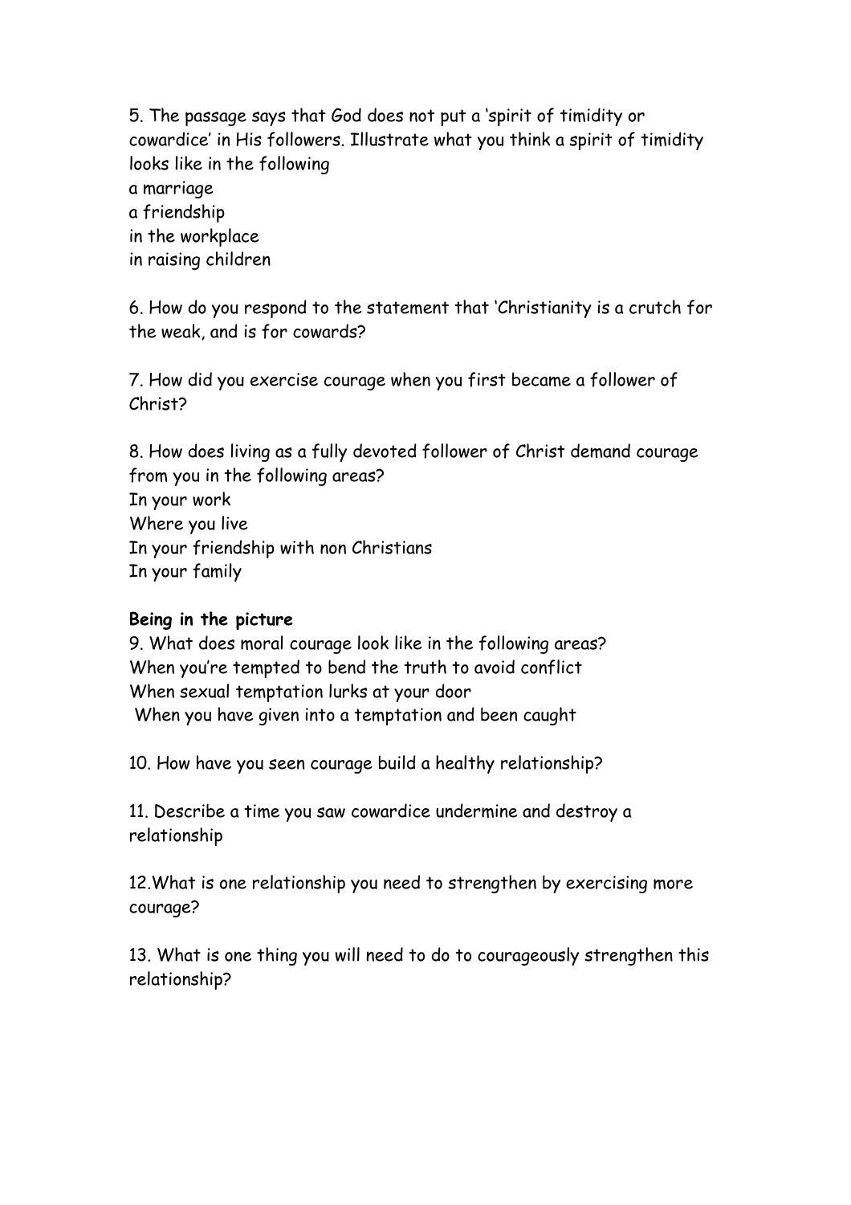5. The passage says that God does not put a 'spirit of timidity or cowardice' in His followers. Illustrate what you think a spirit of timidity looks like in the following
a marriage
a friendship
in the workplace
in raising children

6. How do you respond to the statement that 'Christianity is a crutch for the weak, and is for cowards?

7. How did you exercise courage when you first became a follower of Christ?

8. How does living as a fully devoted follower of Christ demand courage from you in the following areas?
In your work
Where you live
In your friendship with non Christians
In your family

**Being in the picture**

9. What does moral courage look like in the following areas?
When you're tempted to bend the truth to avoid conflict
When sexual temptation lurks at your door
When you have given into a temptation and been caught

10. How have you seen courage build a healthy relationship?

11. Describe a time you saw cowardice undermine and destroy a relationship

12.What is one relationship you need to strengthen by exercising more courage?

13. What is one thing you will need to do to courageously strengthen this relationship?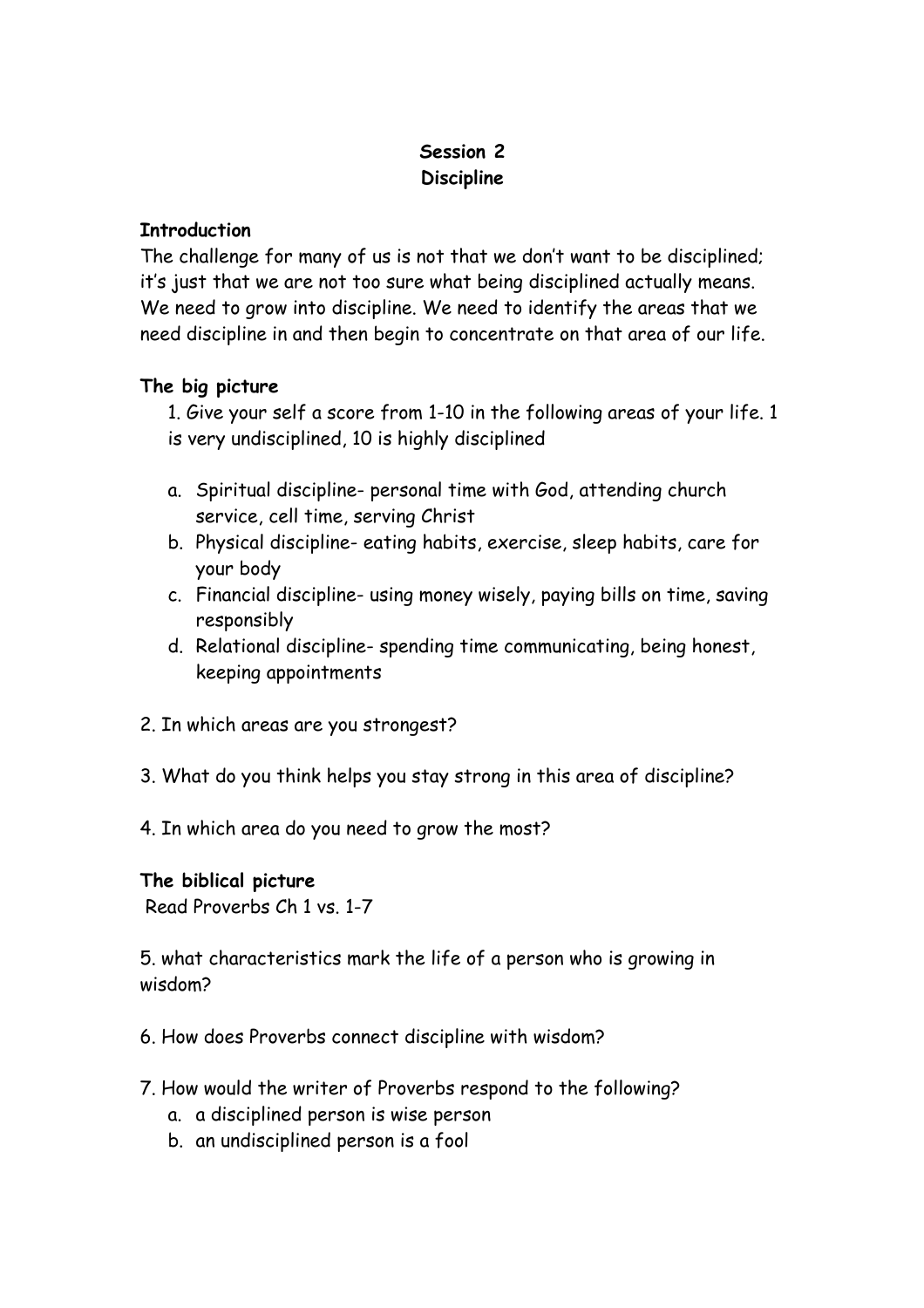**Session 2**
**Discipline**

**Introduction**

The challenge for many of us is not that we don't want to be disciplined; it's just that we are not too sure what being disciplined actually means. We need to grow into discipline. We need to identify the areas that we need discipline in and then begin to concentrate on that area of our life.

**The big picture**

1. Give your self a score from 1-10 in the following areas of your life. 1 is very undisciplined, 10 is highly disciplined

   a. Spiritual discipline- personal time with God, attending church service, cell time, serving Christ
   b. Physical discipline- eating habits, exercise, sleep habits, care for your body
   c. Financial discipline- using money wisely, paying bills on time, saving responsibly
   d. Relational discipline- spending time communicating, being honest, keeping appointments

2. In which areas are you strongest?

3. What do you think helps you stay strong in this area of discipline?

4. In which area do you need to grow the most?

**The biblical picture**

Read Proverbs Ch 1 vs. 1-7

5. what characteristics mark the life of a person who is growing in wisdom?

6. How does Proverbs connect discipline with wisdom?

7. How would the writer of Proverbs respond to the following?
   a. a disciplined person is wise person
   b. an undisciplined person is a fool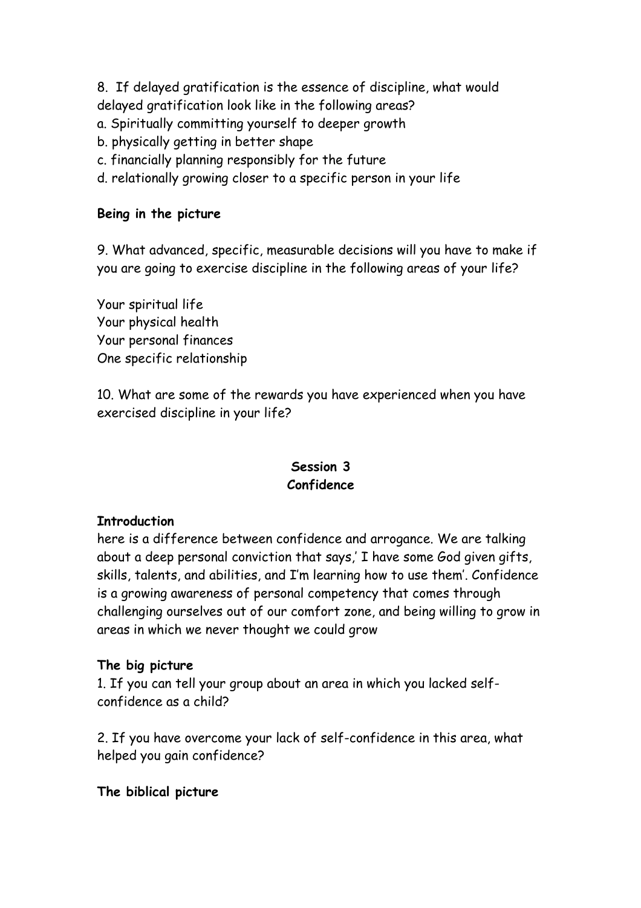8. If delayed gratification is the essence of discipline, what would delayed gratification look like in the following areas?

a. Spiritually committing yourself to deeper growth
b. physically getting in better shape
c. financially planning responsibly for the future
d. relationally growing closer to a specific person in your life

**Being in the picture**

9. What advanced, specific, measurable decisions will you have to make if you are going to exercise discipline in the following areas of your life?

Your spiritual life
Your physical health
Your personal finances
One specific relationship

10. What are some of the rewards you have experienced when you have exercised discipline in your life?

## Session 3
## Confidence

**Introduction**
here is a difference between confidence and arrogance. We are talking about a deep personal conviction that says,' I have some God given gifts, skills, talents, and abilities, and I'm learning how to use them'. Confidence is a growing awareness of personal competency that comes through challenging ourselves out of our comfort zone, and being willing to grow in areas in which we never thought we could grow

**The big picture**
1. If you can tell your group about an area in which you lacked self-confidence as a child?

2. If you have overcome your lack of self-confidence in this area, what helped you gain confidence?

**The biblical picture**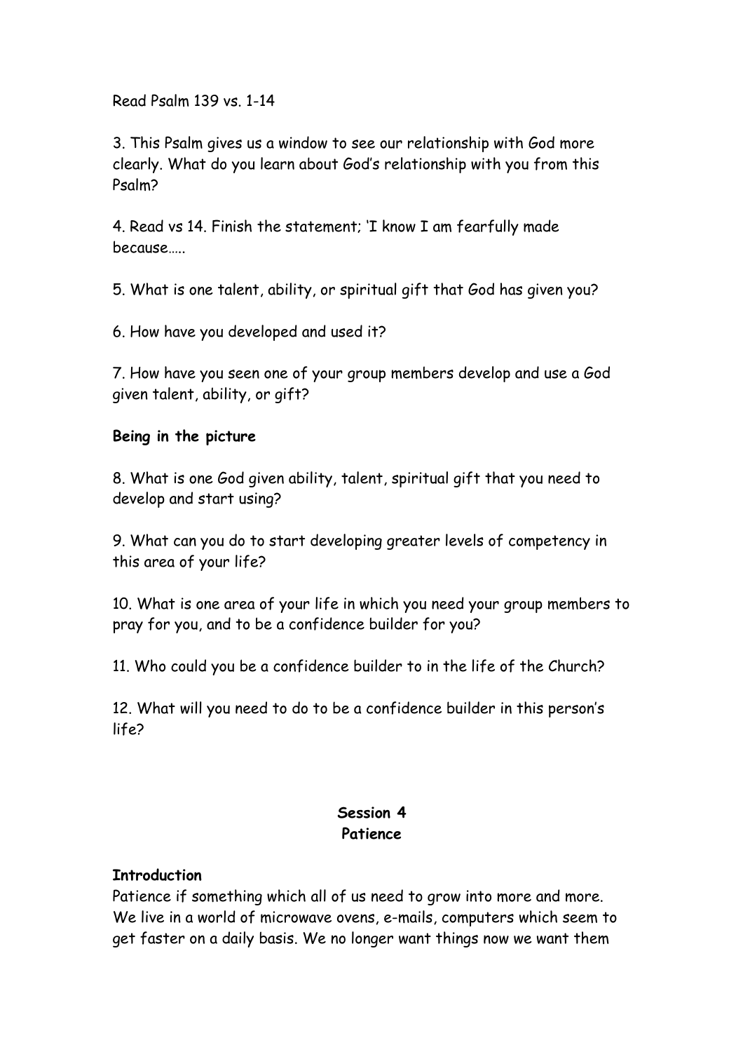Read Psalm 139 vs. 1-14

3. This Psalm gives us a window to see our relationship with God more clearly. What do you learn about God's relationship with you from this Psalm?

4. Read vs 14. Finish the statement; 'I know I am fearfully made because…..

5. What is one talent, ability, or spiritual gift that God has given you?

6. How have you developed and used it?

7. How have you seen one of your group members develop and use a God given talent, ability, or gift?

**Being in the picture**

8. What is one God given ability, talent, spiritual gift that you need to develop and start using?

9. What can you do to start developing greater levels of competency in this area of your life?

10. What is one area of your life in which you need your group members to pray for you, and to be a confidence builder for you?

11. Who could you be a confidence builder to in the life of the Church?

12. What will you need to do to be a confidence builder in this person's life?

## Session 4
## Patience

**Introduction**
Patience if something which all of us need to grow into more and more. We live in a world of microwave ovens, e-mails, computers which seem to get faster on a daily basis. We no longer want things now we want them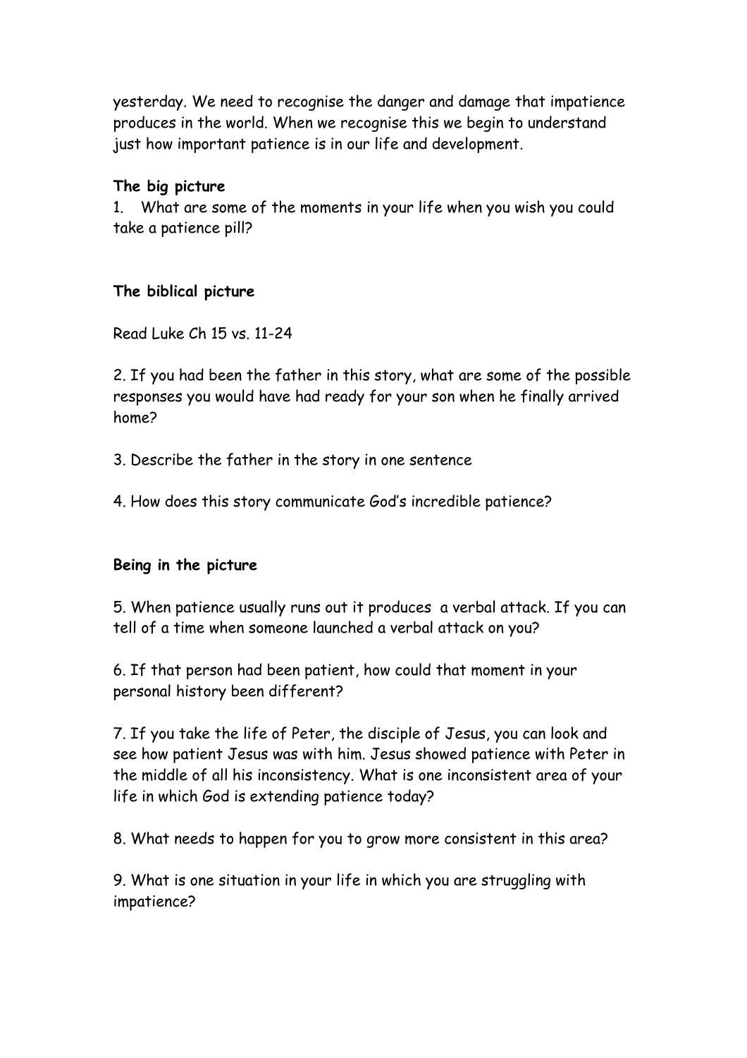yesterday. We need to recognise the danger and damage that impatience produces in the world. When we recognise this we begin to understand just how important patience is in our life and development.

**The big picture**

1. What are some of the moments in your life when you wish you could take a patience pill?

**The biblical picture**

Read Luke Ch 15 vs. 11-24

2. If you had been the father in this story, what are some of the possible responses you would have had ready for your son when he finally arrived home?

3. Describe the father in the story in one sentence

4. How does this story communicate God's incredible patience?

**Being in the picture**

5. When patience usually runs out it produces a verbal attack. If you can tell of a time when someone launched a verbal attack on you?

6. If that person had been patient, how could that moment in your personal history been different?

7. If you take the life of Peter, the disciple of Jesus, you can look and see how patient Jesus was with him. Jesus showed patience with Peter in the middle of all his inconsistency. What is one inconsistent area of your life in which God is extending patience today?

8. What needs to happen for you to grow more consistent in this area?

9. What is one situation in your life in which you are struggling with impatience?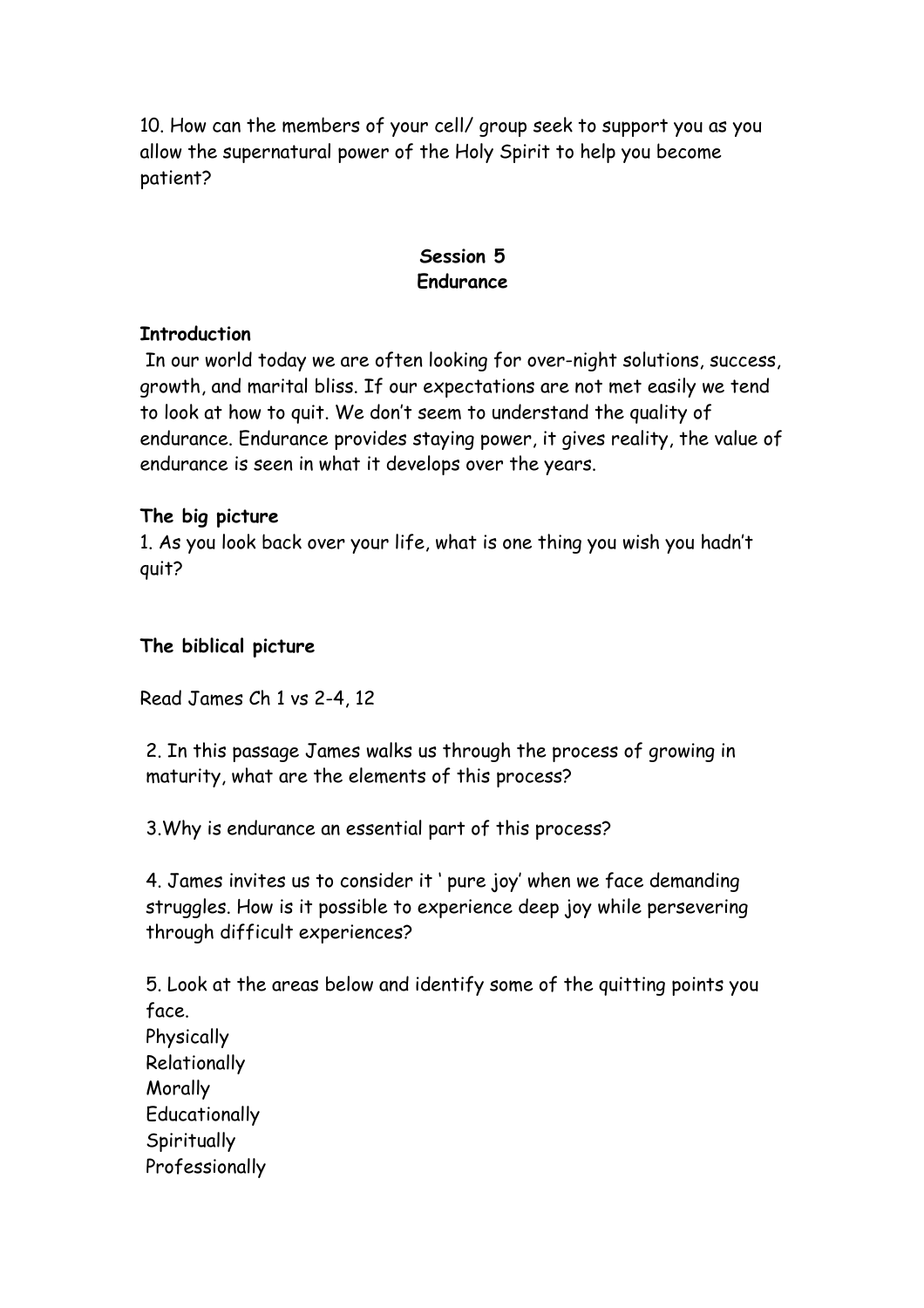10. How can the members of your cell/ group seek to support you as you allow the supernatural power of the Holy Spirit to help you become patient?

## Session 5
## Endurance

**Introduction**

In our world today we are often looking for over-night solutions, success, growth, and marital bliss. If our expectations are not met easily we tend to look at how to quit. We don't seem to understand the quality of endurance. Endurance provides staying power, it gives reality, the value of endurance is seen in what it develops over the years.

**The big picture**

1. As you look back over your life, what is one thing you wish you hadn't quit?

**The biblical picture**

Read James Ch 1 vs 2-4, 12

2. In this passage James walks us through the process of growing in maturity, what are the elements of this process?

3.Why is endurance an essential part of this process?

4. James invites us to consider it ' pure joy' when we face demanding struggles. How is it possible to experience deep joy while persevering through difficult experiences?

5. Look at the areas below and identify some of the quitting points you face.
Physically
Relationally
Morally
Educationally
Spiritually
Professionally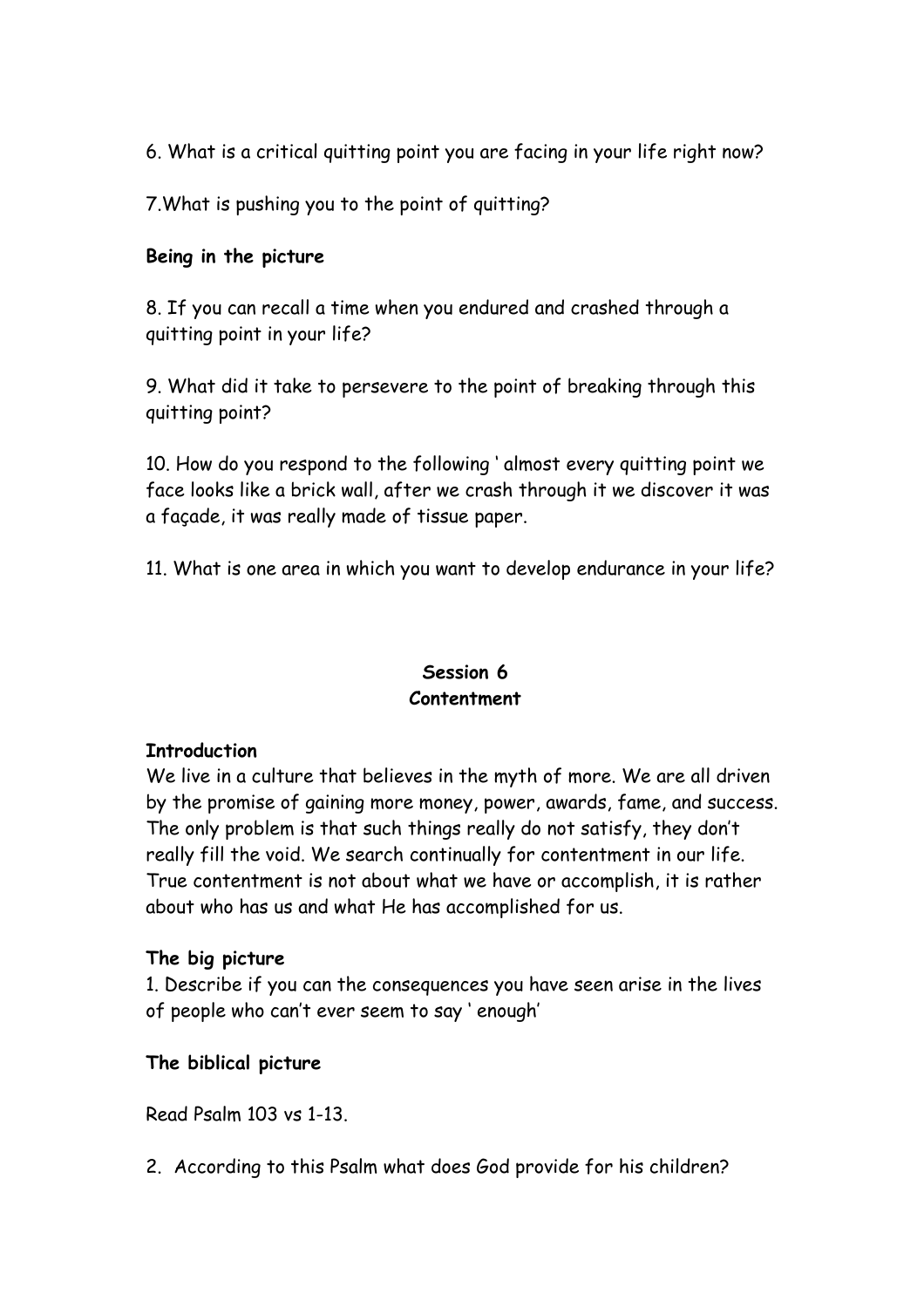6. What is a critical quitting point you are facing in your life right now?

7.What is pushing you to the point of quitting?

**Being in the picture**

8. If you can recall a time when you endured and crashed through a quitting point in your life?

9. What did it take to persevere to the point of breaking through this quitting point?

10. How do you respond to the following ' almost every quitting point we face looks like a brick wall, after we crash through it we discover it was a façade, it was really made of tissue paper.

11. What is one area in which you want to develop endurance in your life?

## Session 6
## Contentment

**Introduction**
We live in a culture that believes in the myth of more. We are all driven by the promise of gaining more money, power, awards, fame, and success. The only problem is that such things really do not satisfy, they don't really fill the void. We search continually for contentment in our life. True contentment is not about what we have or accomplish, it is rather about who has us and what He has accomplished for us.

**The big picture**
1. Describe if you can the consequences you have seen arise in the lives of people who can't ever seem to say ' enough'

**The biblical picture**

Read Psalm 103 vs 1-13.

2. According to this Psalm what does God provide for his children?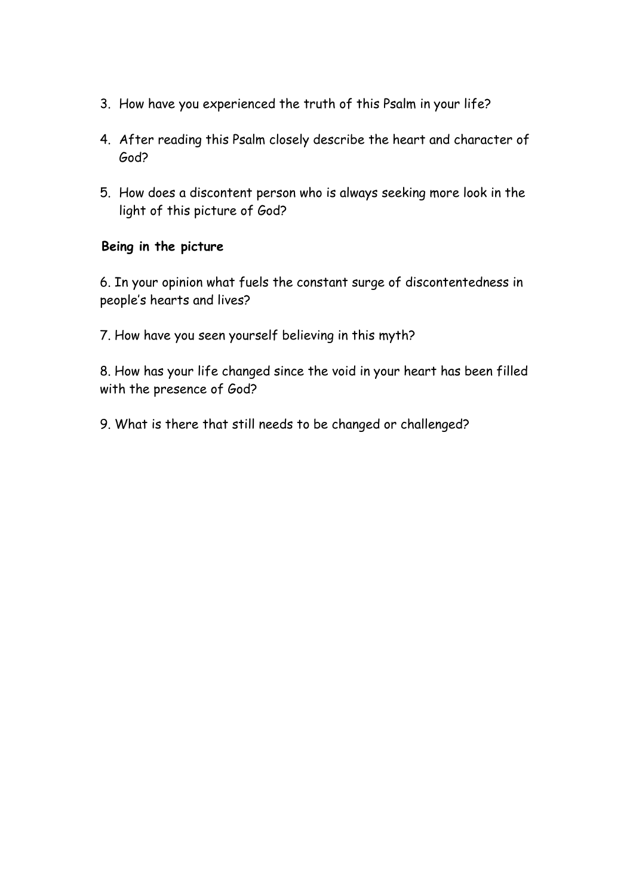3. How have you experienced the truth of this Psalm in your life?

4. After reading this Psalm closely describe the heart and character of God?

5. How does a discontent person who is always seeking more look in the light of this picture of God?

**Being in the picture**

6. In your opinion what fuels the constant surge of discontentedness in people's hearts and lives?

7. How have you seen yourself believing in this myth?

8. How has your life changed since the void in your heart has been filled with the presence of God?

9. What is there that still needs to be changed or challenged?